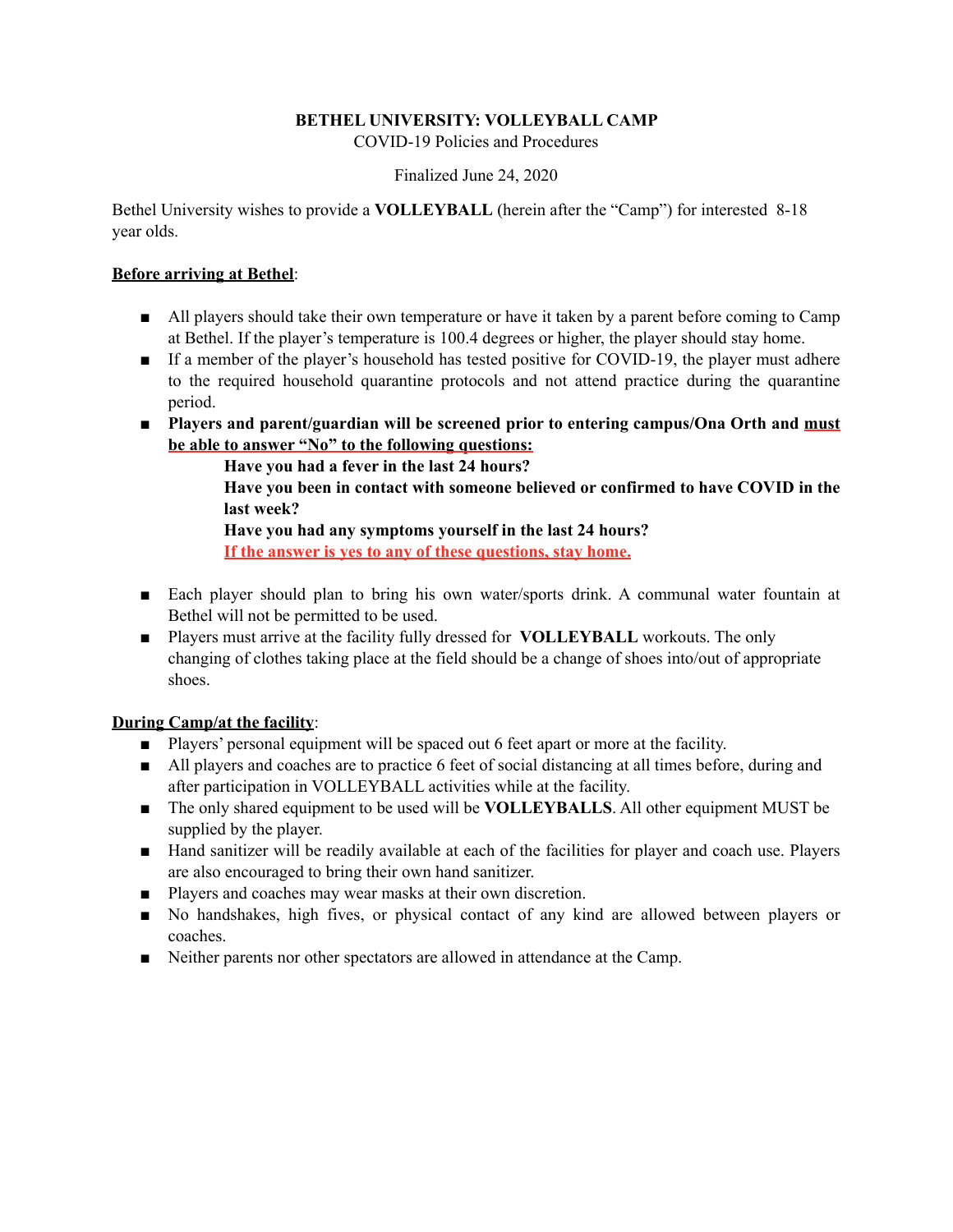**BETHEL UNIVERSITY: VOLLEYBALL CAMP**

COVID-19 Policies and Procedures

Finalized June 24, 2020

Bethel University wishes to provide a **VOLLEYBALL** (herein after the "Camp") for interested 8-18 year olds.

**Before arriving at Bethel**:

- All players should take their own temperature or have it taken by a parent before coming to Camp at Bethel. If the player's temperature is 100.4 degrees or higher, the player should stay home.
- If a member of the player's household has tested positive for COVID-19, the player must adhere to the required household quarantine protocols and not attend practice during the quarantine period.
- **Players and parent/guardian will be screened prior to entering campus/Ona Orth and must be able to answer "No" to the following questions:**
  - **Have you had a fever in the last 24 hours?**
  - **Have you been in contact with someone believed or confirmed to have COVID in the last week?**
  - **Have you had any symptoms yourself in the last 24 hours?**
  - **If the answer is yes to any of these questions, stay home.**
- Each player should plan to bring his own water/sports drink. A communal water fountain at Bethel will not be permitted to be used.
- Players must arrive at the facility fully dressed for **VOLLEYBALL** workouts. The only changing of clothes taking place at the field should be a change of shoes into/out of appropriate shoes.

**During Camp/at the facility**:

- Players' personal equipment will be spaced out 6 feet apart or more at the facility.
- All players and coaches are to practice 6 feet of social distancing at all times before, during and after participation in VOLLEYBALL activities while at the facility.
- The only shared equipment to be used will be **VOLLEYBALLS**. All other equipment MUST be supplied by the player.
- Hand sanitizer will be readily available at each of the facilities for player and coach use. Players are also encouraged to bring their own hand sanitizer.
- Players and coaches may wear masks at their own discretion.
- No handshakes, high fives, or physical contact of any kind are allowed between players or coaches.
- Neither parents nor other spectators are allowed in attendance at the Camp.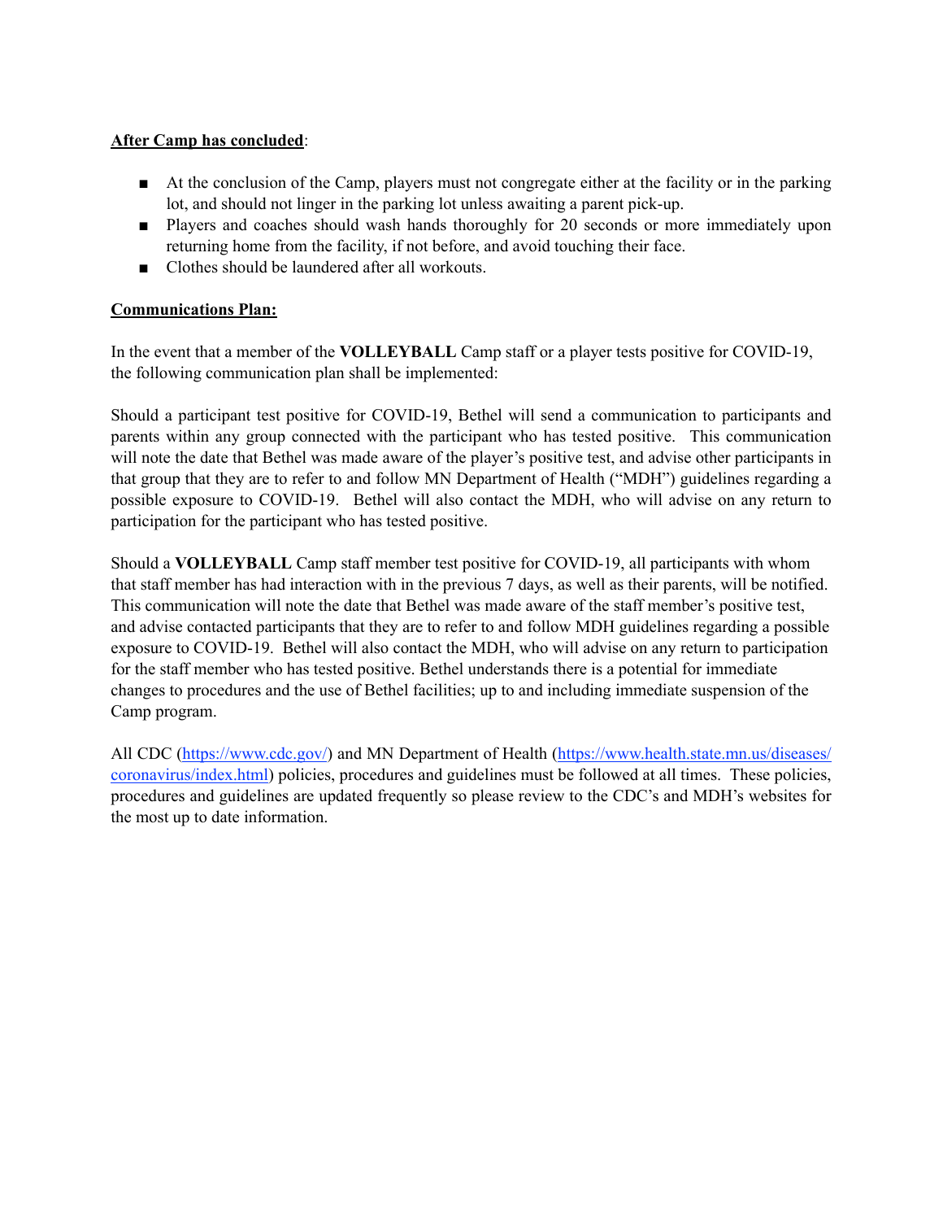**<u>After Camp has concluded</u>**:

- At the conclusion of the Camp, players must not congregate either at the facility or in the parking lot, and should not linger in the parking lot unless awaiting a parent pick-up.
- Players and coaches should wash hands thoroughly for 20 seconds or more immediately upon returning home from the facility, if not before, and avoid touching their face.
- Clothes should be laundered after all workouts.

**<u>Communications Plan:</u>**

In the event that a member of the **VOLLEYBALL** Camp staff or a player tests positive for COVID-19, the following communication plan shall be implemented:

Should a participant test positive for COVID-19, Bethel will send a communication to participants and parents within any group connected with the participant who has tested positive. This communication will note the date that Bethel was made aware of the player's positive test, and advise other participants in that group that they are to refer to and follow MN Department of Health ("MDH") guidelines regarding a possible exposure to COVID-19. Bethel will also contact the MDH, who will advise on any return to participation for the participant who has tested positive.

Should a **VOLLEYBALL** Camp staff member test positive for COVID-19, all participants with whom that staff member has had interaction with in the previous 7 days, as well as their parents, will be notified. This communication will note the date that Bethel was made aware of the staff member's positive test, and advise contacted participants that they are to refer to and follow MDH guidelines regarding a possible exposure to COVID-19. Bethel will also contact the MDH, who will advise on any return to participation for the staff member who has tested positive. Bethel understands there is a potential for immediate changes to procedures and the use of Bethel facilities; up to and including immediate suspension of the Camp program.

All CDC ([https://www.cdc.gov/](https://www.cdc.gov/)) and MN Department of Health ([https://www.health.state.mn.us/diseases/coronavirus/index.html](https://www.health.state.mn.us/diseases/coronavirus/index.html)) policies, procedures and guidelines must be followed at all times. These policies, procedures and guidelines are updated frequently so please review to the CDC's and MDH's websites for the most up to date information.